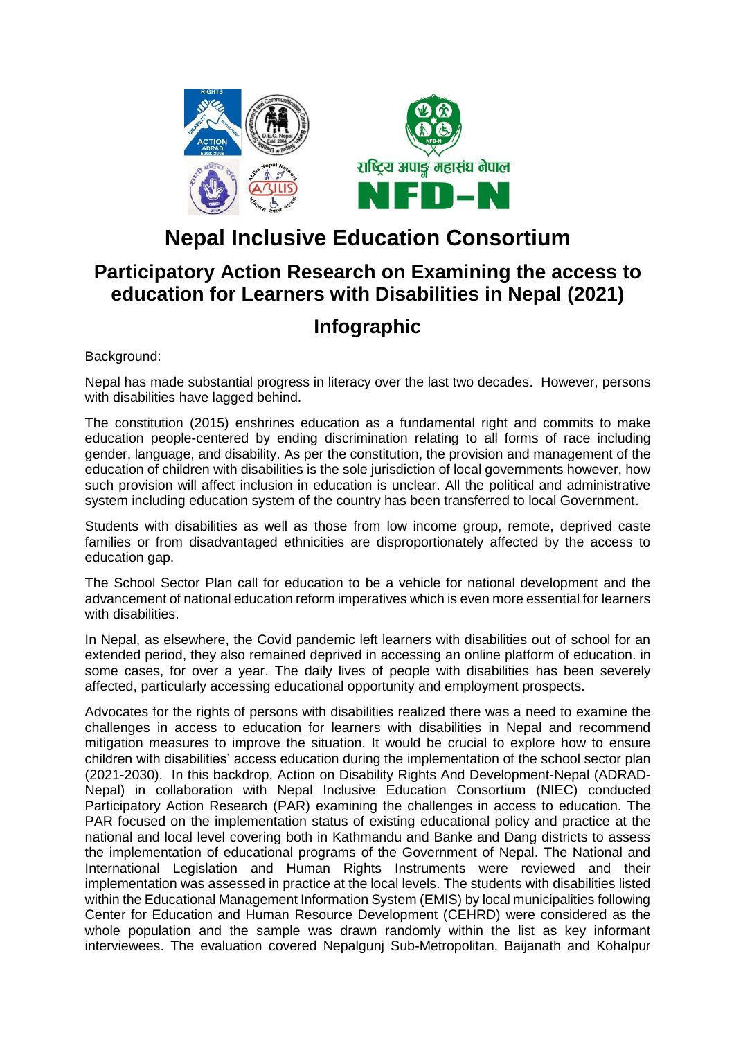# Nepal Inclusive Education Consortium

## Participatory Action Research on Examining the access to education for Learners with Disabilities in Nepal (2021)

## Infographic

Background:

Nepal has made substantial progress in literacy over the last two decades. However, persons with disabilities have lagged behind.

The constitution (2015) enshrines education as a fundamental right and commits to make education people-centered by ending discrimination relating to all forms of race including gender, language, and disability. As per the constitution, the provision and management of the education of children with disabilities is the sole jurisdiction of local governments however, how such provision will affect inclusion in education is unclear. All the political and administrative system including education system of the country has been transferred to local Government.

Students with disabilities as well as those from low income group, remote, deprived caste families or from disadvantaged ethnicities are disproportionately affected by the access to education gap.

The School Sector Plan call for education to be a vehicle for national development and the advancement of national education reform imperatives which is even more essential for learners with disabilities.

In Nepal, as elsewhere, the Covid pandemic left learners with disabilities out of school for an extended period, they also remained deprived in accessing an online platform of education. in some cases, for over a year. The daily lives of people with disabilities has been severely affected, particularly accessing educational opportunity and employment prospects.

Advocates for the rights of persons with disabilities realized there was a need to examine the challenges in access to education for learners with disabilities in Nepal and recommend mitigation measures to improve the situation. It would be crucial to explore how to ensure children with disabilities' access education during the implementation of the school sector plan (2021-2030). In this backdrop, Action on Disability Rights And Development-Nepal (ADRAD-Nepal) in collaboration with Nepal Inclusive Education Consortium (NIEC) conducted Participatory Action Research (PAR) examining the challenges in access to education. The PAR focused on the implementation status of existing educational policy and practice at the national and local level covering both in Kathmandu and Banke and Dang districts to assess the implementation of educational programs of the Government of Nepal. The National and International Legislation and Human Rights Instruments were reviewed and their implementation was assessed in practice at the local levels. The students with disabilities listed within the Educational Management Information System (EMIS) by local municipalities following Center for Education and Human Resource Development (CEHRD) were considered as the whole population and the sample was drawn randomly within the list as key informant interviewees. The evaluation covered Nepalgunj Sub-Metropolitan, Baijanath and Kohalpur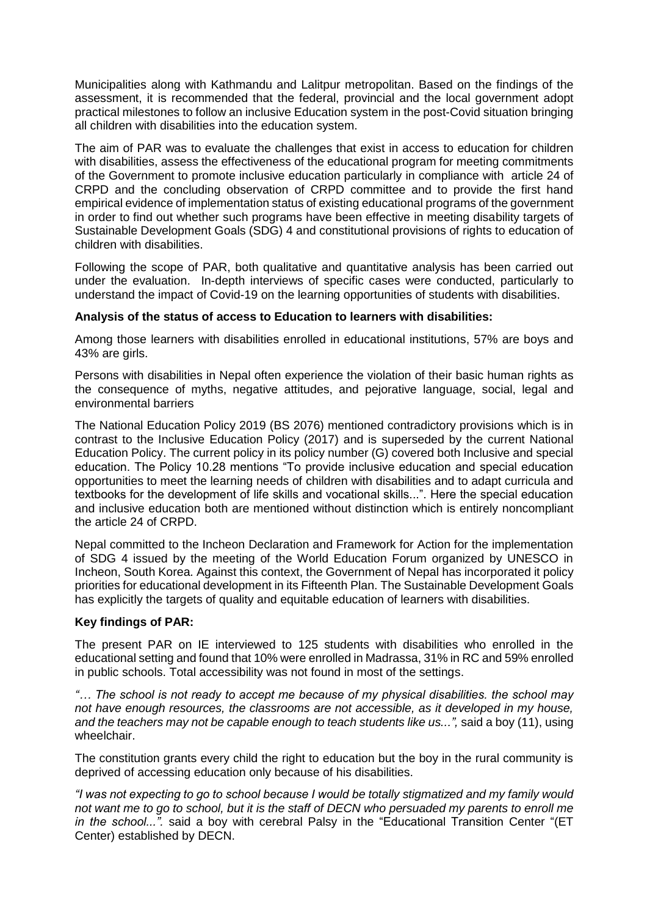Municipalities along with Kathmandu and Lalitpur metropolitan. Based on the findings of the assessment, it is recommended that the federal, provincial and the local government adopt practical milestones to follow an inclusive Education system in the post-Covid situation bringing all children with disabilities into the education system.

The aim of PAR was to evaluate the challenges that exist in access to education for children with disabilities, assess the effectiveness of the educational program for meeting commitments of the Government to promote inclusive education particularly in compliance with article 24 of CRPD and the concluding observation of CRPD committee and to provide the first hand empirical evidence of implementation status of existing educational programs of the government in order to find out whether such programs have been effective in meeting disability targets of Sustainable Development Goals (SDG) 4 and constitutional provisions of rights to education of children with disabilities.

Following the scope of PAR, both qualitative and quantitative analysis has been carried out under the evaluation. In-depth interviews of specific cases were conducted, particularly to understand the impact of Covid-19 on the learning opportunities of students with disabilities.

**Analysis of the status of access to Education to learners with disabilities:**

Among those learners with disabilities enrolled in educational institutions, 57% are boys and 43% are girls.

Persons with disabilities in Nepal often experience the violation of their basic human rights as the consequence of myths, negative attitudes, and pejorative language, social, legal and environmental barriers

The National Education Policy 2019 (BS 2076) mentioned contradictory provisions which is in contrast to the Inclusive Education Policy (2017) and is superseded by the current National Education Policy. The current policy in its policy number (G) covered both Inclusive and special education. The Policy 10.28 mentions "To provide inclusive education and special education opportunities to meet the learning needs of children with disabilities and to adapt curricula and textbooks for the development of life skills and vocational skills...". Here the special education and inclusive education both are mentioned without distinction which is entirely noncompliant the article 24 of CRPD.

Nepal committed to the Incheon Declaration and Framework for Action for the implementation of SDG 4 issued by the meeting of the World Education Forum organized by UNESCO in Incheon, South Korea. Against this context, the Government of Nepal has incorporated it policy priorities for educational development in its Fifteenth Plan. The Sustainable Development Goals has explicitly the targets of quality and equitable education of learners with disabilities.

**Key findings of PAR:**

The present PAR on IE interviewed to 125 students with disabilities who enrolled in the educational setting and found that 10% were enrolled in Madrassa, 31% in RC and 59% enrolled in public schools. Total accessibility was not found in most of the settings.

*"… The school is not ready to accept me because of my physical disabilities. the school may not have enough resources, the classrooms are not accessible, as it developed in my house, and the teachers may not be capable enough to teach students like us...",* said a boy (11), using wheelchair.

The constitution grants every child the right to education but the boy in the rural community is deprived of accessing education only because of his disabilities.

*"I was not expecting to go to school because I would be totally stigmatized and my family would not want me to go to school, but it is the staff of DECN who persuaded my parents to enroll me in the school...".* said a boy with cerebral Palsy in the "Educational Transition Center "(ET Center) established by DECN.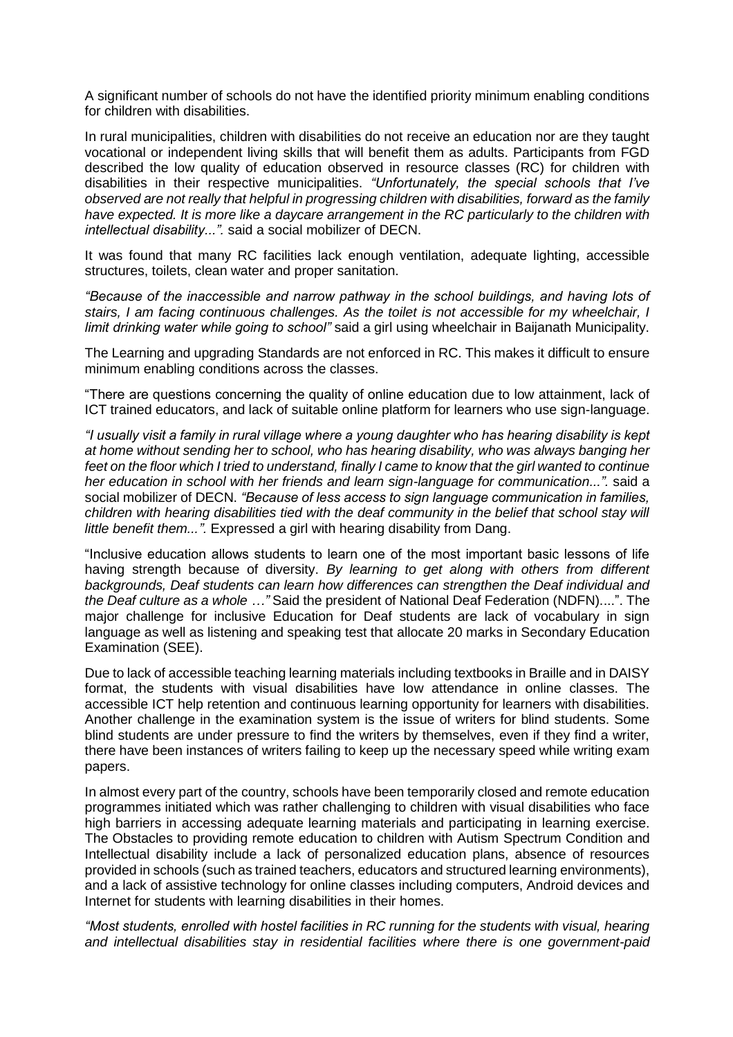A significant number of schools do not have the identified priority minimum enabling conditions for children with disabilities.

In rural municipalities, children with disabilities do not receive an education nor are they taught vocational or independent living skills that will benefit them as adults. Participants from FGD described the low quality of education observed in resource classes (RC) for children with disabilities in their respective municipalities. *"Unfortunately, the special schools that I've observed are not really that helpful in progressing children with disabilities, forward as the family have expected. It is more like a daycare arrangement in the RC particularly to the children with intellectual disability...".* said a social mobilizer of DECN.

It was found that many RC facilities lack enough ventilation, adequate lighting, accessible structures, toilets, clean water and proper sanitation.

*"Because of the inaccessible and narrow pathway in the school buildings, and having lots of stairs, I am facing continuous challenges. As the toilet is not accessible for my wheelchair, I limit drinking water while going to school"* said a girl using wheelchair in Baijanath Municipality.

The Learning and upgrading Standards are not enforced in RC. This makes it difficult to ensure minimum enabling conditions across the classes.

"There are questions concerning the quality of online education due to low attainment, lack of ICT trained educators, and lack of suitable online platform for learners who use sign-language.

*"I usually visit a family in rural village where a young daughter who has hearing disability is kept at home without sending her to school, who has hearing disability, who was always banging her feet on the floor which I tried to understand, finally I came to know that the girl wanted to continue her education in school with her friends and learn sign-language for communication...".* said a social mobilizer of DECN. *"Because of less access to sign language communication in families, children with hearing disabilities tied with the deaf community in the belief that school stay will little benefit them...".* Expressed a girl with hearing disability from Dang.

"Inclusive education allows students to learn one of the most important basic lessons of life having strength because of diversity. *By learning to get along with others from different backgrounds, Deaf students can learn how differences can strengthen the Deaf individual and the Deaf culture as a whole …"* Said the president of National Deaf Federation (NDFN)....". The major challenge for inclusive Education for Deaf students are lack of vocabulary in sign language as well as listening and speaking test that allocate 20 marks in Secondary Education Examination (SEE).

Due to lack of accessible teaching learning materials including textbooks in Braille and in DAISY format, the students with visual disabilities have low attendance in online classes. The accessible ICT help retention and continuous learning opportunity for learners with disabilities. Another challenge in the examination system is the issue of writers for blind students. Some blind students are under pressure to find the writers by themselves, even if they find a writer, there have been instances of writers failing to keep up the necessary speed while writing exam papers.

In almost every part of the country, schools have been temporarily closed and remote education programmes initiated which was rather challenging to children with visual disabilities who face high barriers in accessing adequate learning materials and participating in learning exercise. The Obstacles to providing remote education to children with Autism Spectrum Condition and Intellectual disability include a lack of personalized education plans, absence of resources provided in schools (such as trained teachers, educators and structured learning environments), and a lack of assistive technology for online classes including computers, Android devices and Internet for students with learning disabilities in their homes.

*"Most students, enrolled with hostel facilities in RC running for the students with visual, hearing and intellectual disabilities stay in residential facilities where there is one government-paid*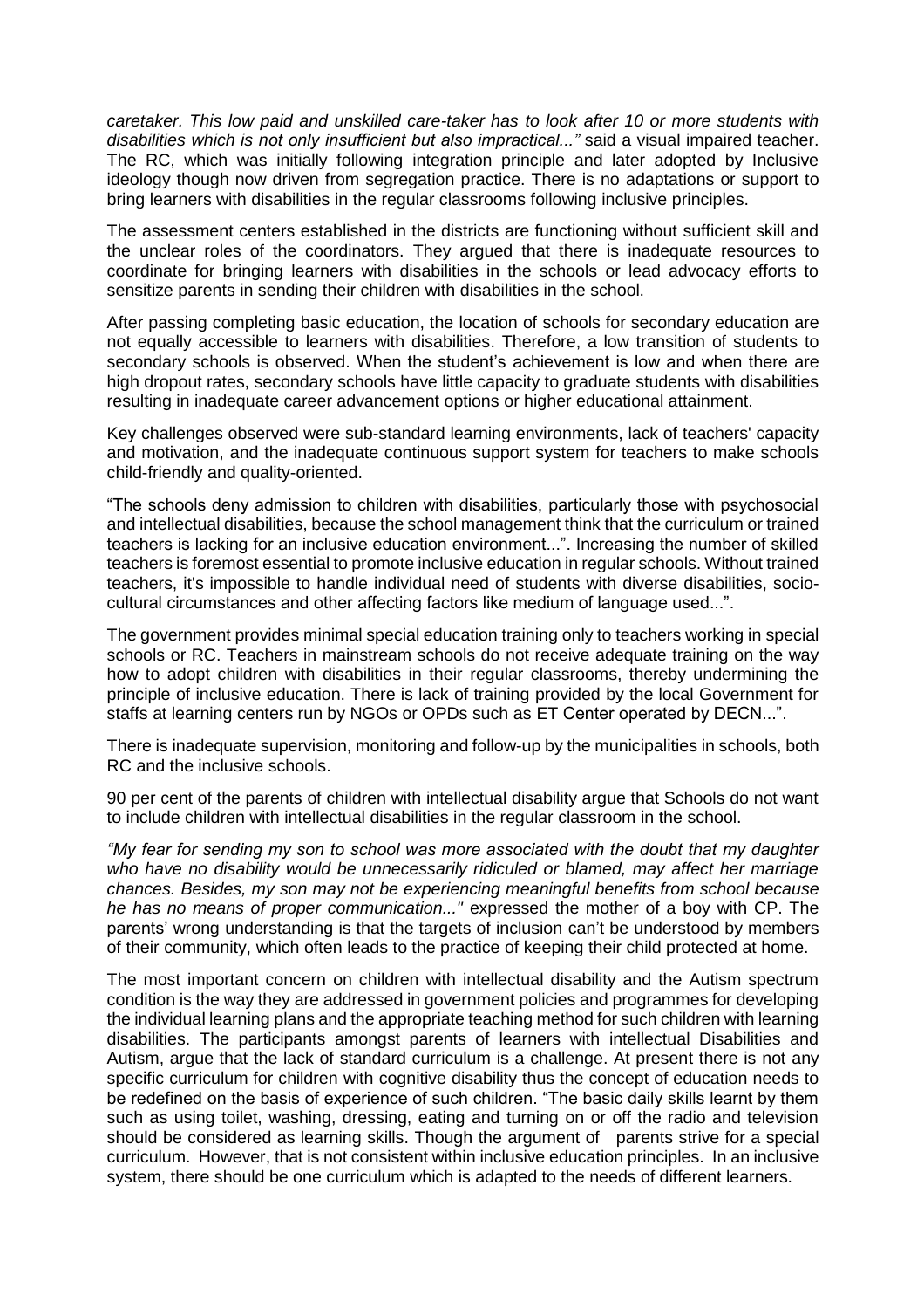*caretaker. This low paid and unskilled care-taker has to look after 10 or more students with disabilities which is not only insufficient but also impractical..."* said a visual impaired teacher. The RC, which was initially following integration principle and later adopted by Inclusive ideology though now driven from segregation practice. There is no adaptations or support to bring learners with disabilities in the regular classrooms following inclusive principles.

The assessment centers established in the districts are functioning without sufficient skill and the unclear roles of the coordinators. They argued that there is inadequate resources to coordinate for bringing learners with disabilities in the schools or lead advocacy efforts to sensitize parents in sending their children with disabilities in the school.

After passing completing basic education, the location of schools for secondary education are not equally accessible to learners with disabilities. Therefore, a low transition of students to secondary schools is observed. When the student's achievement is low and when there are high dropout rates, secondary schools have little capacity to graduate students with disabilities resulting in inadequate career advancement options or higher educational attainment.

Key challenges observed were sub-standard learning environments, lack of teachers' capacity and motivation, and the inadequate continuous support system for teachers to make schools child-friendly and quality-oriented.

"The schools deny admission to children with disabilities, particularly those with psychosocial and intellectual disabilities, because the school management think that the curriculum or trained teachers is lacking for an inclusive education environment...". Increasing the number of skilled teachers is foremost essential to promote inclusive education in regular schools. Without trained teachers, it's impossible to handle individual need of students with diverse disabilities, socio-cultural circumstances and other affecting factors like medium of language used...".

The government provides minimal special education training only to teachers working in special schools or RC. Teachers in mainstream schools do not receive adequate training on the way how to adopt children with disabilities in their regular classrooms, thereby undermining the principle of inclusive education. There is lack of training provided by the local Government for staffs at learning centers run by NGOs or OPDs such as ET Center operated by DECN...".

There is inadequate supervision, monitoring and follow-up by the municipalities in schools, both RC and the inclusive schools.

90 per cent of the parents of children with intellectual disability argue that Schools do not want to include children with intellectual disabilities in the regular classroom in the school.

*"My fear for sending my son to school was more associated with the doubt that my daughter who have no disability would be unnecessarily ridiculed or blamed, may affect her marriage chances. Besides, my son may not be experiencing meaningful benefits from school because he has no means of proper communication..."* expressed the mother of a boy with CP. The parents' wrong understanding is that the targets of inclusion can't be understood by members of their community, which often leads to the practice of keeping their child protected at home.

The most important concern on children with intellectual disability and the Autism spectrum condition is the way they are addressed in government policies and programmes for developing the individual learning plans and the appropriate teaching method for such children with learning disabilities. The participants amongst parents of learners with intellectual Disabilities and Autism, argue that the lack of standard curriculum is a challenge. At present there is not any specific curriculum for children with cognitive disability thus the concept of education needs to be redefined on the basis of experience of such children. "The basic daily skills learnt by them such as using toilet, washing, dressing, eating and turning on or off the radio and television should be considered as learning skills. Though the argument of parents strive for a special curriculum. However, that is not consistent within inclusive education principles. In an inclusive system, there should be one curriculum which is adapted to the needs of different learners.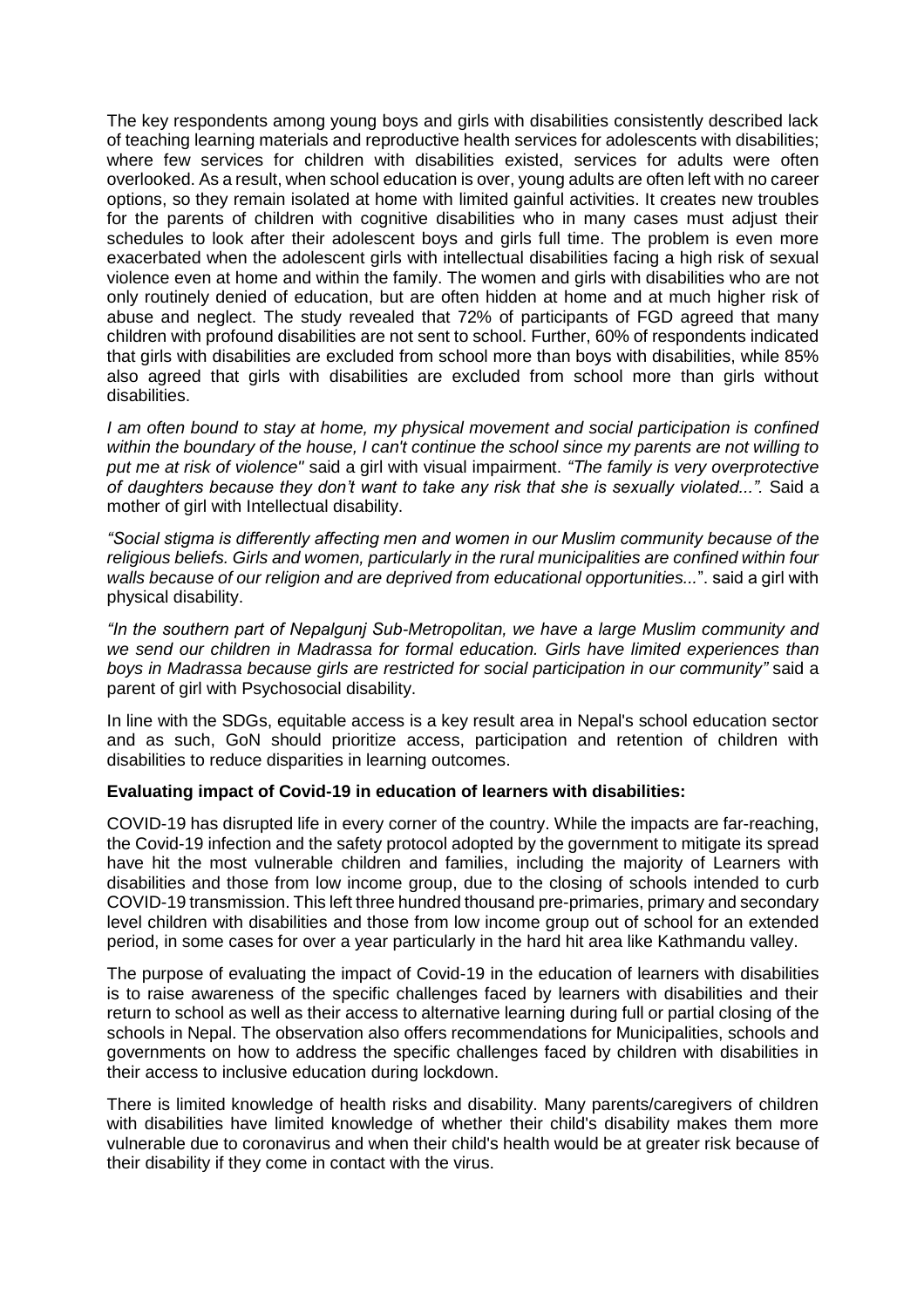The key respondents among young boys and girls with disabilities consistently described lack of teaching learning materials and reproductive health services for adolescents with disabilities; where few services for children with disabilities existed, services for adults were often overlooked. As a result, when school education is over, young adults are often left with no career options, so they remain isolated at home with limited gainful activities. It creates new troubles for the parents of children with cognitive disabilities who in many cases must adjust their schedules to look after their adolescent boys and girls full time. The problem is even more exacerbated when the adolescent girls with intellectual disabilities facing a high risk of sexual violence even at home and within the family. The women and girls with disabilities who are not only routinely denied of education, but are often hidden at home and at much higher risk of abuse and neglect. The study revealed that 72% of participants of FGD agreed that many children with profound disabilities are not sent to school. Further, 60% of respondents indicated that girls with disabilities are excluded from school more than boys with disabilities, while 85% also agreed that girls with disabilities are excluded from school more than girls without disabilities.

*I am often bound to stay at home, my physical movement and social participation is confined within the boundary of the house, I can't continue the school since my parents are not willing to put me at risk of violence"* said a girl with visual impairment. *"The family is very overprotective of daughters because they don't want to take any risk that she is sexually violated...".* Said a mother of girl with Intellectual disability.

*"Social stigma is differently affecting men and women in our Muslim community because of the religious beliefs. Girls and women, particularly in the rural municipalities are confined within four walls because of our religion and are deprived from educational opportunities...*". said a girl with physical disability.

*"In the southern part of Nepalgunj Sub-Metropolitan, we have a large Muslim community and we send our children in Madrassa for formal education. Girls have limited experiences than boys in Madrassa because girls are restricted for social participation in our community"* said a parent of girl with Psychosocial disability.

In line with the SDGs, equitable access is a key result area in Nepal's school education sector and as such, GoN should prioritize access, participation and retention of children with disabilities to reduce disparities in learning outcomes.

**Evaluating impact of Covid-19 in education of learners with disabilities:**

COVID-19 has disrupted life in every corner of the country. While the impacts are far-reaching, the Covid-19 infection and the safety protocol adopted by the government to mitigate its spread have hit the most vulnerable children and families, including the majority of Learners with disabilities and those from low income group, due to the closing of schools intended to curb COVID-19 transmission. This left three hundred thousand pre-primaries, primary and secondary level children with disabilities and those from low income group out of school for an extended period, in some cases for over a year particularly in the hard hit area like Kathmandu valley.

The purpose of evaluating the impact of Covid-19 in the education of learners with disabilities is to raise awareness of the specific challenges faced by learners with disabilities and their return to school as well as their access to alternative learning during full or partial closing of the schools in Nepal. The observation also offers recommendations for Municipalities, schools and governments on how to address the specific challenges faced by children with disabilities in their access to inclusive education during lockdown.

There is limited knowledge of health risks and disability. Many parents/caregivers of children with disabilities have limited knowledge of whether their child's disability makes them more vulnerable due to coronavirus and when their child's health would be at greater risk because of their disability if they come in contact with the virus.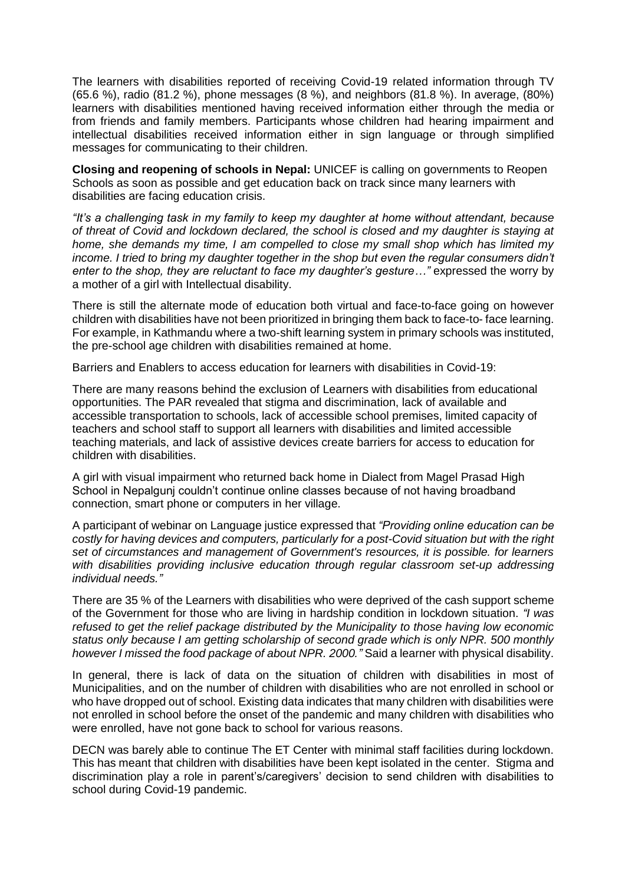The learners with disabilities reported of receiving Covid-19 related information through TV (65.6 %), radio (81.2 %), phone messages (8 %), and neighbors (81.8 %). In average, (80%) learners with disabilities mentioned having received information either through the media or from friends and family members. Participants whose children had hearing impairment and intellectual disabilities received information either in sign language or through simplified messages for communicating to their children.

**Closing and reopening of schools in Nepal:** UNICEF is calling on governments to Reopen Schools as soon as possible and get education back on track since many learners with disabilities are facing education crisis.

*"It's a challenging task in my family to keep my daughter at home without attendant, because of threat of Covid and lockdown declared, the school is closed and my daughter is staying at home, she demands my time, I am compelled to close my small shop which has limited my income. I tried to bring my daughter together in the shop but even the regular consumers didn't enter to the shop, they are reluctant to face my daughter's gesture…"* expressed the worry by a mother of a girl with Intellectual disability.

There is still the alternate mode of education both virtual and face-to-face going on however children with disabilities have not been prioritized in bringing them back to face-to- face learning. For example, in Kathmandu where a two-shift learning system in primary schools was instituted, the pre-school age children with disabilities remained at home.

Barriers and Enablers to access education for learners with disabilities in Covid-19:

There are many reasons behind the exclusion of Learners with disabilities from educational opportunities. The PAR revealed that stigma and discrimination, lack of available and accessible transportation to schools, lack of accessible school premises, limited capacity of teachers and school staff to support all learners with disabilities and limited accessible teaching materials, and lack of assistive devices create barriers for access to education for children with disabilities.

A girl with visual impairment who returned back home in Dialect from Magel Prasad High School in Nepalgunj couldn't continue online classes because of not having broadband connection, smart phone or computers in her village.

A participant of webinar on Language justice expressed that *"Providing online education can be costly for having devices and computers, particularly for a post-Covid situation but with the right set of circumstances and management of Government's resources, it is possible. for learners with disabilities providing inclusive education through regular classroom set-up addressing individual needs."*

There are 35 % of the Learners with disabilities who were deprived of the cash support scheme of the Government for those who are living in hardship condition in lockdown situation. *"I was refused to get the relief package distributed by the Municipality to those having low economic status only because I am getting scholarship of second grade which is only NPR. 500 monthly however I missed the food package of about NPR. 2000."* Said a learner with physical disability.

In general, there is lack of data on the situation of children with disabilities in most of Municipalities, and on the number of children with disabilities who are not enrolled in school or who have dropped out of school. Existing data indicates that many children with disabilities were not enrolled in school before the onset of the pandemic and many children with disabilities who were enrolled, have not gone back to school for various reasons.

DECN was barely able to continue The ET Center with minimal staff facilities during lockdown. This has meant that children with disabilities have been kept isolated in the center. Stigma and discrimination play a role in parent's/caregivers' decision to send children with disabilities to school during Covid-19 pandemic.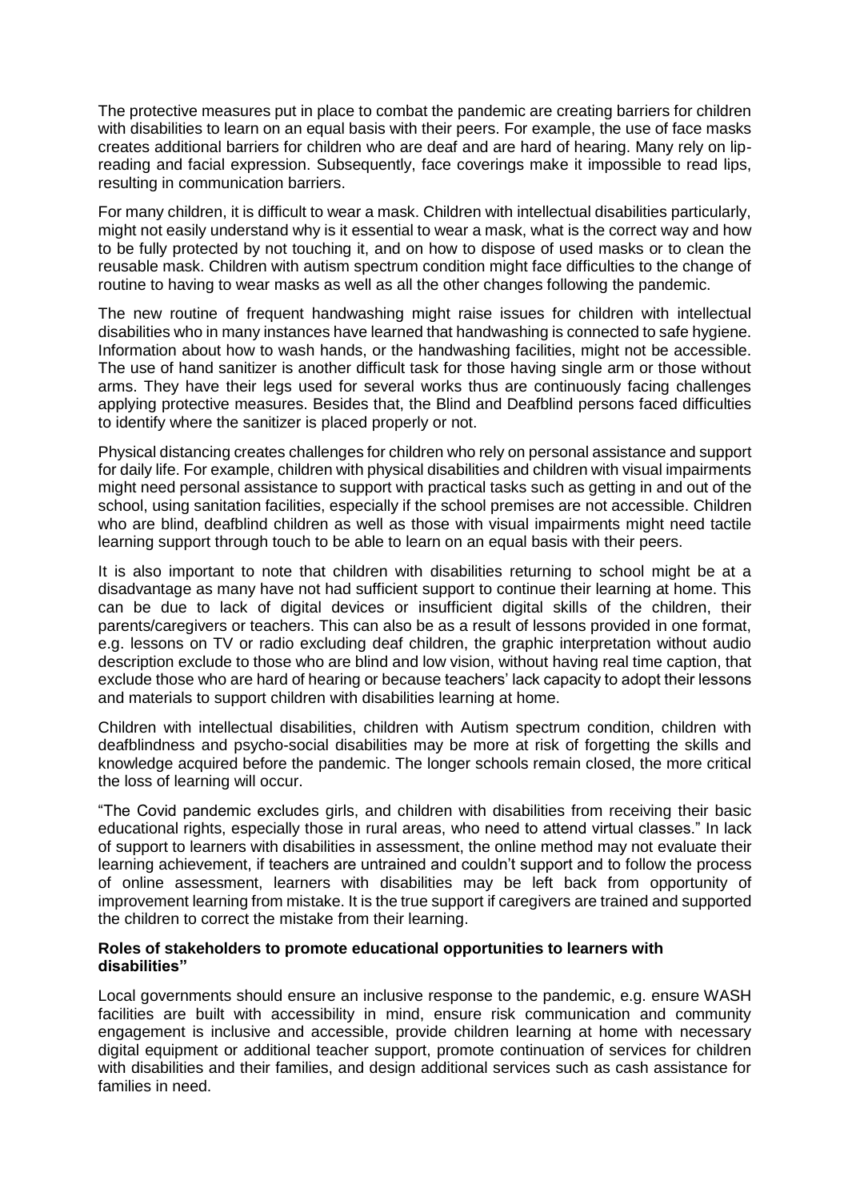The protective measures put in place to combat the pandemic are creating barriers for children with disabilities to learn on an equal basis with their peers. For example, the use of face masks creates additional barriers for children who are deaf and are hard of hearing. Many rely on lip-reading and facial expression. Subsequently, face coverings make it impossible to read lips, resulting in communication barriers.

For many children, it is difficult to wear a mask. Children with intellectual disabilities particularly, might not easily understand why is it essential to wear a mask, what is the correct way and how to be fully protected by not touching it, and on how to dispose of used masks or to clean the reusable mask. Children with autism spectrum condition might face difficulties to the change of routine to having to wear masks as well as all the other changes following the pandemic.

The new routine of frequent handwashing might raise issues for children with intellectual disabilities who in many instances have learned that handwashing is connected to safe hygiene. Information about how to wash hands, or the handwashing facilities, might not be accessible. The use of hand sanitizer is another difficult task for those having single arm or those without arms. They have their legs used for several works thus are continuously facing challenges applying protective measures. Besides that, the Blind and Deafblind persons faced difficulties to identify where the sanitizer is placed properly or not.

Physical distancing creates challenges for children who rely on personal assistance and support for daily life. For example, children with physical disabilities and children with visual impairments might need personal assistance to support with practical tasks such as getting in and out of the school, using sanitation facilities, especially if the school premises are not accessible. Children who are blind, deafblind children as well as those with visual impairments might need tactile learning support through touch to be able to learn on an equal basis with their peers.

It is also important to note that children with disabilities returning to school might be at a disadvantage as many have not had sufficient support to continue their learning at home. This can be due to lack of digital devices or insufficient digital skills of the children, their parents/caregivers or teachers. This can also be as a result of lessons provided in one format, e.g. lessons on TV or radio excluding deaf children, the graphic interpretation without audio description exclude to those who are blind and low vision, without having real time caption, that exclude those who are hard of hearing or because teachers' lack capacity to adopt their lessons and materials to support children with disabilities learning at home.

Children with intellectual disabilities, children with Autism spectrum condition, children with deafblindness and psycho-social disabilities may be more at risk of forgetting the skills and knowledge acquired before the pandemic. The longer schools remain closed, the more critical the loss of learning will occur.

"The Covid pandemic excludes girls, and children with disabilities from receiving their basic educational rights, especially those in rural areas, who need to attend virtual classes." In lack of support to learners with disabilities in assessment, the online method may not evaluate their learning achievement, if teachers are untrained and couldn't support and to follow the process of online assessment, learners with disabilities may be left back from opportunity of improvement learning from mistake. It is the true support if caregivers are trained and supported the children to correct the mistake from their learning.

**Roles of stakeholders to promote educational opportunities to learners with disabilities"**

Local governments should ensure an inclusive response to the pandemic, e.g. ensure WASH facilities are built with accessibility in mind, ensure risk communication and community engagement is inclusive and accessible, provide children learning at home with necessary digital equipment or additional teacher support, promote continuation of services for children with disabilities and their families, and design additional services such as cash assistance for families in need.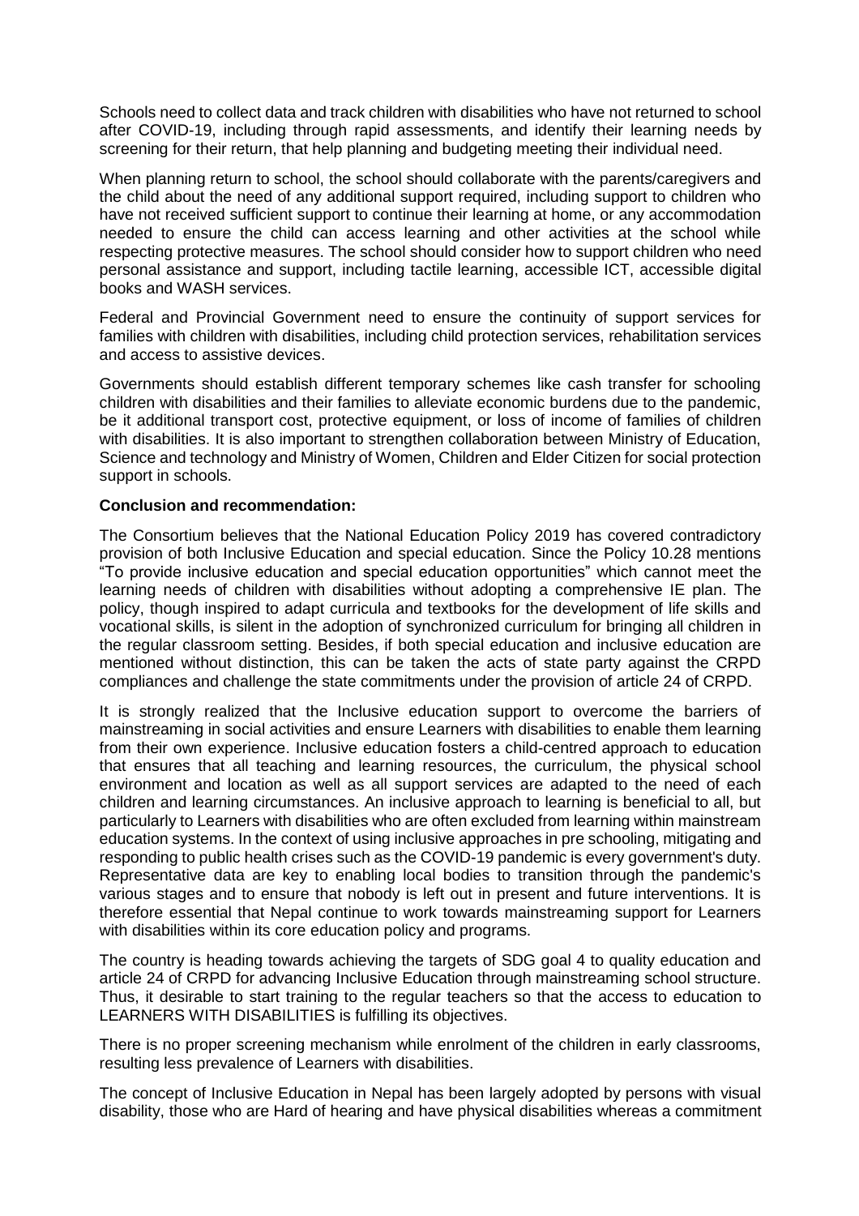Schools need to collect data and track children with disabilities who have not returned to school after COVID-19, including through rapid assessments, and identify their learning needs by screening for their return, that help planning and budgeting meeting their individual need.

When planning return to school, the school should collaborate with the parents/caregivers and the child about the need of any additional support required, including support to children who have not received sufficient support to continue their learning at home, or any accommodation needed to ensure the child can access learning and other activities at the school while respecting protective measures. The school should consider how to support children who need personal assistance and support, including tactile learning, accessible ICT, accessible digital books and WASH services.

Federal and Provincial Government need to ensure the continuity of support services for families with children with disabilities, including child protection services, rehabilitation services and access to assistive devices.

Governments should establish different temporary schemes like cash transfer for schooling children with disabilities and their families to alleviate economic burdens due to the pandemic, be it additional transport cost, protective equipment, or loss of income of families of children with disabilities. It is also important to strengthen collaboration between Ministry of Education, Science and technology and Ministry of Women, Children and Elder Citizen for social protection support in schools.

**Conclusion and recommendation:**

The Consortium believes that the National Education Policy 2019 has covered contradictory provision of both Inclusive Education and special education. Since the Policy 10.28 mentions "To provide inclusive education and special education opportunities" which cannot meet the learning needs of children with disabilities without adopting a comprehensive IE plan. The policy, though inspired to adapt curricula and textbooks for the development of life skills and vocational skills, is silent in the adoption of synchronized curriculum for bringing all children in the regular classroom setting. Besides, if both special education and inclusive education are mentioned without distinction, this can be taken the acts of state party against the CRPD compliances and challenge the state commitments under the provision of article 24 of CRPD.

It is strongly realized that the Inclusive education support to overcome the barriers of mainstreaming in social activities and ensure Learners with disabilities to enable them learning from their own experience. Inclusive education fosters a child-centred approach to education that ensures that all teaching and learning resources, the curriculum, the physical school environment and location as well as all support services are adapted to the need of each children and learning circumstances. An inclusive approach to learning is beneficial to all, but particularly to Learners with disabilities who are often excluded from learning within mainstream education systems. In the context of using inclusive approaches in pre schooling, mitigating and responding to public health crises such as the COVID-19 pandemic is every government's duty. Representative data are key to enabling local bodies to transition through the pandemic's various stages and to ensure that nobody is left out in present and future interventions. It is therefore essential that Nepal continue to work towards mainstreaming support for Learners with disabilities within its core education policy and programs.

The country is heading towards achieving the targets of SDG goal 4 to quality education and article 24 of CRPD for advancing Inclusive Education through mainstreaming school structure. Thus, it desirable to start training to the regular teachers so that the access to education to LEARNERS WITH DISABILITIES is fulfilling its objectives.

There is no proper screening mechanism while enrolment of the children in early classrooms, resulting less prevalence of Learners with disabilities.

The concept of Inclusive Education in Nepal has been largely adopted by persons with visual disability, those who are Hard of hearing and have physical disabilities whereas a commitment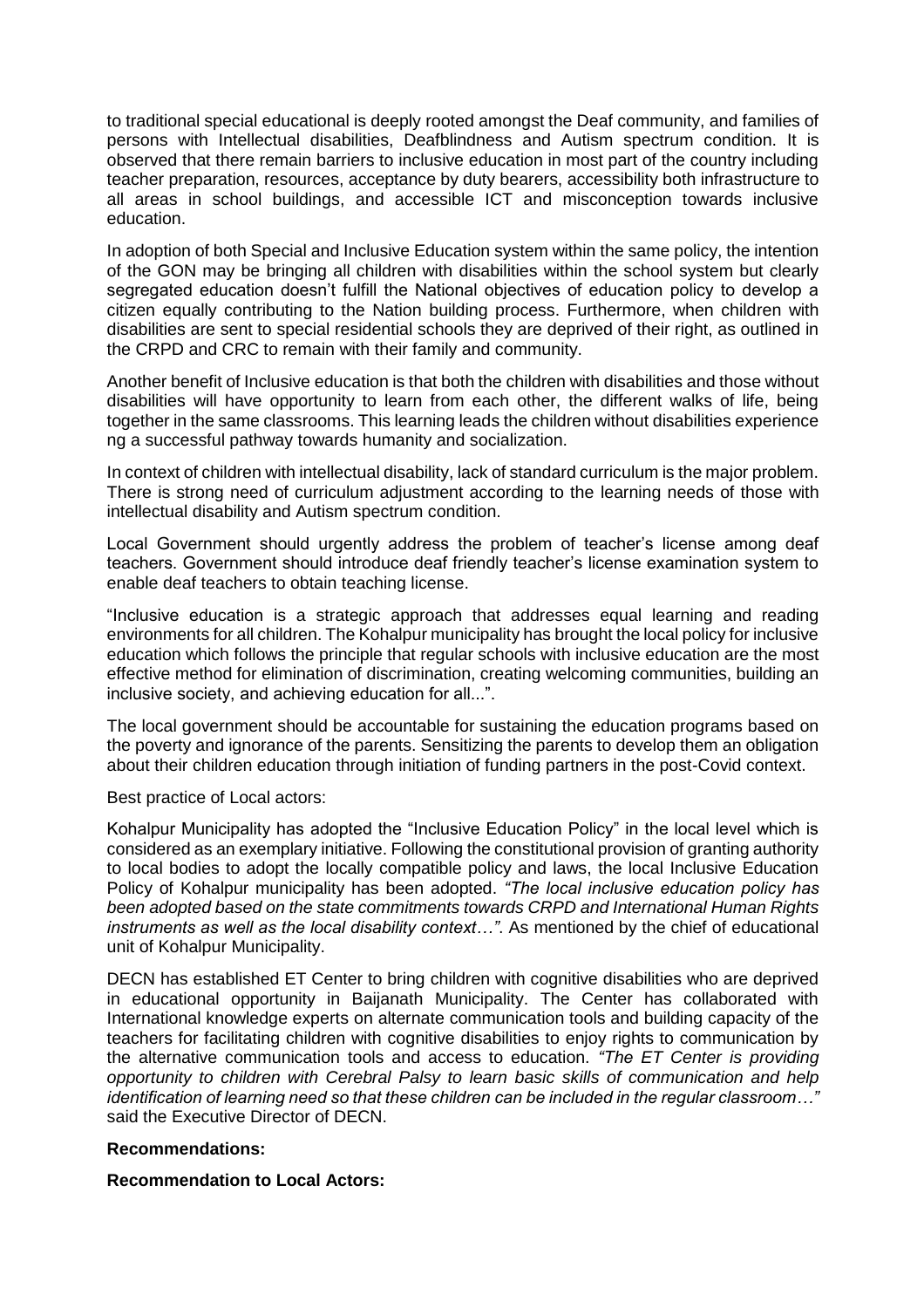to traditional special educational is deeply rooted amongst the Deaf community, and families of persons with Intellectual disabilities, Deafblindness and Autism spectrum condition. It is observed that there remain barriers to inclusive education in most part of the country including teacher preparation, resources, acceptance by duty bearers, accessibility both infrastructure to all areas in school buildings, and accessible ICT and misconception towards inclusive education.

In adoption of both Special and Inclusive Education system within the same policy, the intention of the GON may be bringing all children with disabilities within the school system but clearly segregated education doesn't fulfill the National objectives of education policy to develop a citizen equally contributing to the Nation building process. Furthermore, when children with disabilities are sent to special residential schools they are deprived of their right, as outlined in the CRPD and CRC to remain with their family and community.

Another benefit of Inclusive education is that both the children with disabilities and those without disabilities will have opportunity to learn from each other, the different walks of life, being together in the same classrooms. This learning leads the children without disabilities experience ng a successful pathway towards humanity and socialization.

In context of children with intellectual disability, lack of standard curriculum is the major problem. There is strong need of curriculum adjustment according to the learning needs of those with intellectual disability and Autism spectrum condition.

Local Government should urgently address the problem of teacher's license among deaf teachers. Government should introduce deaf friendly teacher's license examination system to enable deaf teachers to obtain teaching license.

"Inclusive education is a strategic approach that addresses equal learning and reading environments for all children. The Kohalpur municipality has brought the local policy for inclusive education which follows the principle that regular schools with inclusive education are the most effective method for elimination of discrimination, creating welcoming communities, building an inclusive society, and achieving education for all...".

The local government should be accountable for sustaining the education programs based on the poverty and ignorance of the parents. Sensitizing the parents to develop them an obligation about their children education through initiation of funding partners in the post-Covid context.

Best practice of Local actors:

Kohalpur Municipality has adopted the "Inclusive Education Policy" in the local level which is considered as an exemplary initiative. Following the constitutional provision of granting authority to local bodies to adopt the locally compatible policy and laws, the local Inclusive Education Policy of Kohalpur municipality has been adopted. *"The local inclusive education policy has been adopted based on the state commitments towards CRPD and International Human Rights instruments as well as the local disability context…".* As mentioned by the chief of educational unit of Kohalpur Municipality.

DECN has established ET Center to bring children with cognitive disabilities who are deprived in educational opportunity in Baijanath Municipality. The Center has collaborated with International knowledge experts on alternate communication tools and building capacity of the teachers for facilitating children with cognitive disabilities to enjoy rights to communication by the alternative communication tools and access to education. *"The ET Center is providing opportunity to children with Cerebral Palsy to learn basic skills of communication and help identification of learning need so that these children can be included in the regular classroom…"* said the Executive Director of DECN.

**Recommendations:**

**Recommendation to Local Actors:**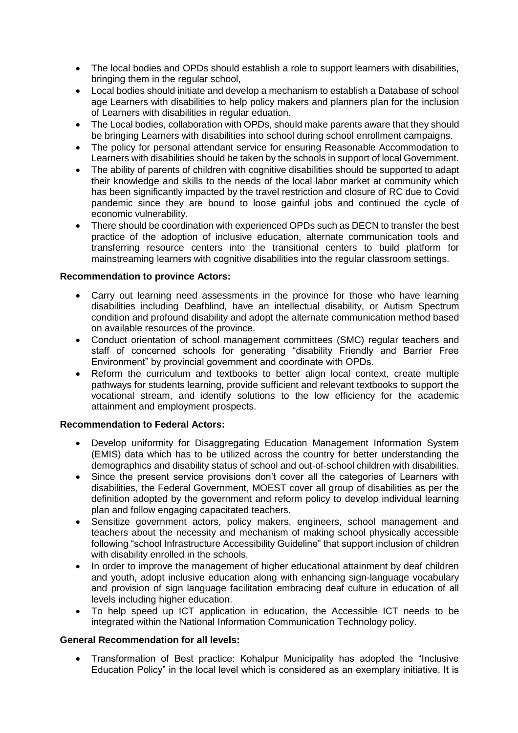- The local bodies and OPDs should establish a role to support learners with disabilities, bringing them in the regular school,
- Local bodies should initiate and develop a mechanism to establish a Database of school age Learners with disabilities to help policy makers and planners plan for the inclusion of Learners with disabilities in regular eduation.
- The Local bodies, collaboration with OPDs, should make parents aware that they should be bringing Learners with disabilities into school during school enrollment campaigns.
- The policy for personal attendant service for ensuring Reasonable Accommodation to Learners with disabilities should be taken by the schools in support of local Government.
- The ability of parents of children with cognitive disabilities should be supported to adapt their knowledge and skills to the needs of the local labor market at community which has been significantly impacted by the travel restriction and closure of RC due to Covid pandemic since they are bound to loose gainful jobs and continued the cycle of economic vulnerability.
- There should be coordination with experienced OPDs such as DECN to transfer the best practice of the adoption of inclusive education, alternate communication tools and transferring resource centers into the transitional centers to build platform for mainstreaming learners with cognitive disabilities into the regular classroom settings.

**Recommendation to province Actors:**

- Carry out learning need assessments in the province for those who have learning disabilities including Deafblind, have an intellectual disability, or Autism Spectrum condition and profound disability and adopt the alternate communication method based on available resources of the province.
- Conduct orientation of school management committees (SMC) regular teachers and staff of concerned schools for generating "disability Friendly and Barrier Free Environment" by provincial government and coordinate with OPDs.
- Reform the curriculum and textbooks to better align local context, create multiple pathways for students learning, provide sufficient and relevant textbooks to support the vocational stream, and identify solutions to the low efficiency for the academic attainment and employment prospects.

**Recommendation to Federal Actors:**

- Develop uniformity for Disaggregating Education Management Information System (EMIS) data which has to be utilized across the country for better understanding the demographics and disability status of school and out-of-school children with disabilities.
- Since the present service provisions don't cover all the categories of Learners with disabilities, the Federal Government, MOEST cover all group of disabilities as per the definition adopted by the government and reform policy to develop individual learning plan and follow engaging capacitated teachers.
- Sensitize government actors, policy makers, engineers, school management and teachers about the necessity and mechanism of making school physically accessible following "school Infrastructure Accessibility Guideline" that support inclusion of children with disability enrolled in the schools.
- In order to improve the management of higher educational attainment by deaf children and youth, adopt inclusive education along with enhancing sign-language vocabulary and provision of sign language facilitation embracing deaf culture in education of all levels including higher education.
- To help speed up ICT application in education, the Accessible ICT needs to be integrated within the National Information Communication Technology policy.

**General Recommendation for all levels:**

- Transformation of Best practice: Kohalpur Municipality has adopted the "Inclusive Education Policy" in the local level which is considered as an exemplary initiative. It is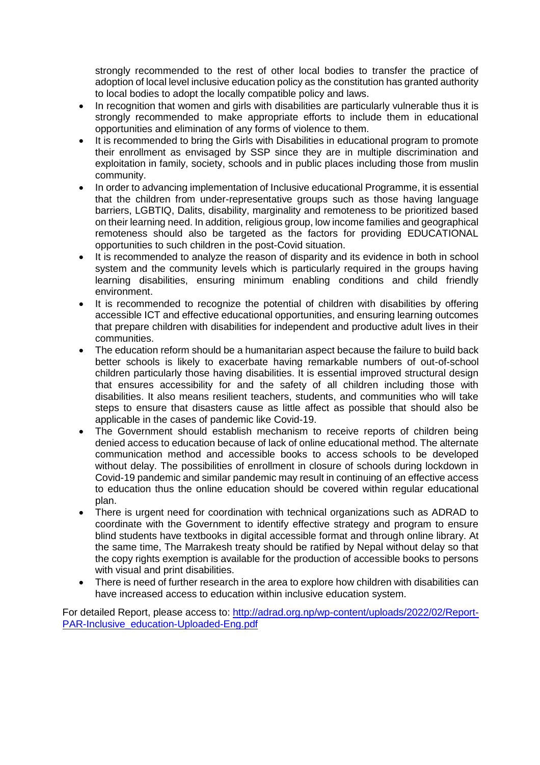strongly recommended to the rest of other local bodies to transfer the practice of adoption of local level inclusive education policy as the constitution has granted authority to local bodies to adopt the locally compatible policy and laws.

- In recognition that women and girls with disabilities are particularly vulnerable thus it is strongly recommended to make appropriate efforts to include them in educational opportunities and elimination of any forms of violence to them.
- It is recommended to bring the Girls with Disabilities in educational program to promote their enrollment as envisaged by SSP since they are in multiple discrimination and exploitation in family, society, schools and in public places including those from muslin community.
- In order to advancing implementation of Inclusive educational Programme, it is essential that the children from under-representative groups such as those having language barriers, LGBTIQ, Dalits, disability, marginality and remoteness to be prioritized based on their learning need. In addition, religious group, low income families and geographical remoteness should also be targeted as the factors for providing EDUCATIONAL opportunities to such children in the post-Covid situation.
- It is recommended to analyze the reason of disparity and its evidence in both in school system and the community levels which is particularly required in the groups having learning disabilities, ensuring minimum enabling conditions and child friendly environment.
- It is recommended to recognize the potential of children with disabilities by offering accessible ICT and effective educational opportunities, and ensuring learning outcomes that prepare children with disabilities for independent and productive adult lives in their communities.
- The education reform should be a humanitarian aspect because the failure to build back better schools is likely to exacerbate having remarkable numbers of out-of-school children particularly those having disabilities. It is essential improved structural design that ensures accessibility for and the safety of all children including those with disabilities. It also means resilient teachers, students, and communities who will take steps to ensure that disasters cause as little affect as possible that should also be applicable in the cases of pandemic like Covid-19.
- The Government should establish mechanism to receive reports of children being denied access to education because of lack of online educational method. The alternate communication method and accessible books to access schools to be developed without delay. The possibilities of enrollment in closure of schools during lockdown in Covid-19 pandemic and similar pandemic may result in continuing of an effective access to education thus the online education should be covered within regular educational plan.
- There is urgent need for coordination with technical organizations such as ADRAD to coordinate with the Government to identify effective strategy and program to ensure blind students have textbooks in digital accessible format and through online library. At the same time, The Marrakesh treaty should be ratified by Nepal without delay so that the copy rights exemption is available for the production of accessible books to persons with visual and print disabilities.
- There is need of further research in the area to explore how children with disabilities can have increased access to education within inclusive education system.

For detailed Report, please access to: [http://adrad.org.np/wp-content/uploads/2022/02/Report-PAR-Inclusive_education-Uploaded-Eng.pdf](http://adrad.org.np/wp-content/uploads/2022/02/Report-PAR-Inclusive_education-Uploaded-Eng.pdf)